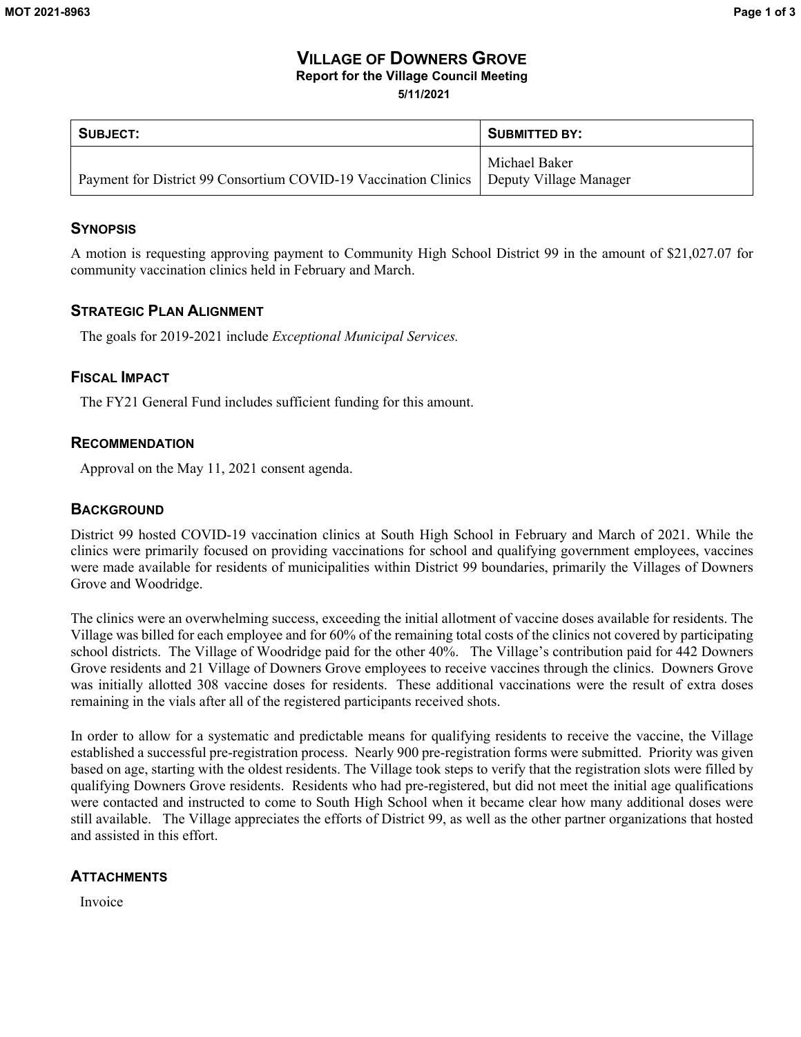# VILLAGE OF DOWNERS GROVE

**Report for the Village Council Meeting**

**5/11/2021**

| SUBJECT: | SUBMITTED BY: |
| --- | --- |
| Payment for District 99 Consortium COVID-19 Vaccination Clinics | Michael Baker<br>Deputy Village Manager |

## SYNOPSIS

A motion is requesting approving payment to Community High School District 99 in the amount of $21,027.07 for community vaccination clinics held in February and March.

## STRATEGIC PLAN ALIGNMENT

The goals for 2019-2021 include *Exceptional Municipal Services.*

## FISCAL IMPACT

The FY21 General Fund includes sufficient funding for this amount.

## RECOMMENDATION

Approval on the May 11, 2021 consent agenda.

## BACKGROUND

District 99 hosted COVID-19 vaccination clinics at South High School in February and March of 2021. While the clinics were primarily focused on providing vaccinations for school and qualifying government employees, vaccines were made available for residents of municipalities within District 99 boundaries, primarily the Villages of Downers Grove and Woodridge.

The clinics were an overwhelming success, exceeding the initial allotment of vaccine doses available for residents. The Village was billed for each employee and for 60% of the remaining total costs of the clinics not covered by participating school districts. The Village of Woodridge paid for the other 40%. The Village's contribution paid for 442 Downers Grove residents and 21 Village of Downers Grove employees to receive vaccines through the clinics. Downers Grove was initially allotted 308 vaccine doses for residents. These additional vaccinations were the result of extra doses remaining in the vials after all of the registered participants received shots.

In order to allow for a systematic and predictable means for qualifying residents to receive the vaccine, the Village established a successful pre-registration process. Nearly 900 pre-registration forms were submitted. Priority was given based on age, starting with the oldest residents. The Village took steps to verify that the registration slots were filled by qualifying Downers Grove residents. Residents who had pre-registered, but did not meet the initial age qualifications were contacted and instructed to come to South High School when it became clear how many additional doses were still available. The Village appreciates the efforts of District 99, as well as the other partner organizations that hosted and assisted in this effort.

## ATTACHMENTS

Invoice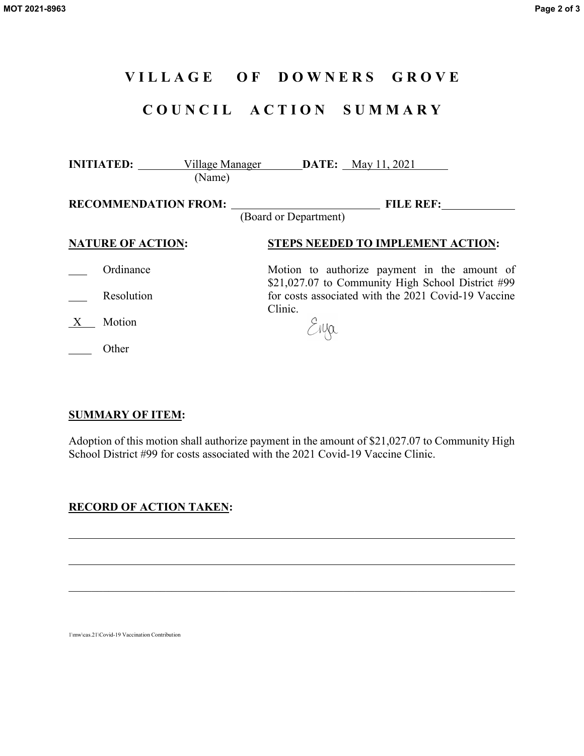# VILLAGE OF DOWNERS GROVE

# COUNCIL ACTION SUMMARY

**INITIATED:** Village Manager (Name) **DATE:** May 11, 2021

**RECOMMENDATION FROM:** ____________ (Board or Department) **FILE REF:** ____________

**NATURE OF ACTION:**

___ Ordinance

___ Resolution

X Motion

___ Other

**STEPS NEEDED TO IMPLEMENT ACTION:**

Motion to authorize payment in the amount of $21,027.07 to Community High School District #99 for costs associated with the 2021 Covid-19 Vaccine Clinic.

Enza

**SUMMARY OF ITEM:**

Adoption of this motion shall authorize payment in the amount of $21,027.07 to Community High School District #99 for costs associated with the 2021 Covid-19 Vaccine Clinic.

**RECORD OF ACTION TAKEN:**

1\mw\cas.21\Covid-19 Vaccination Contribution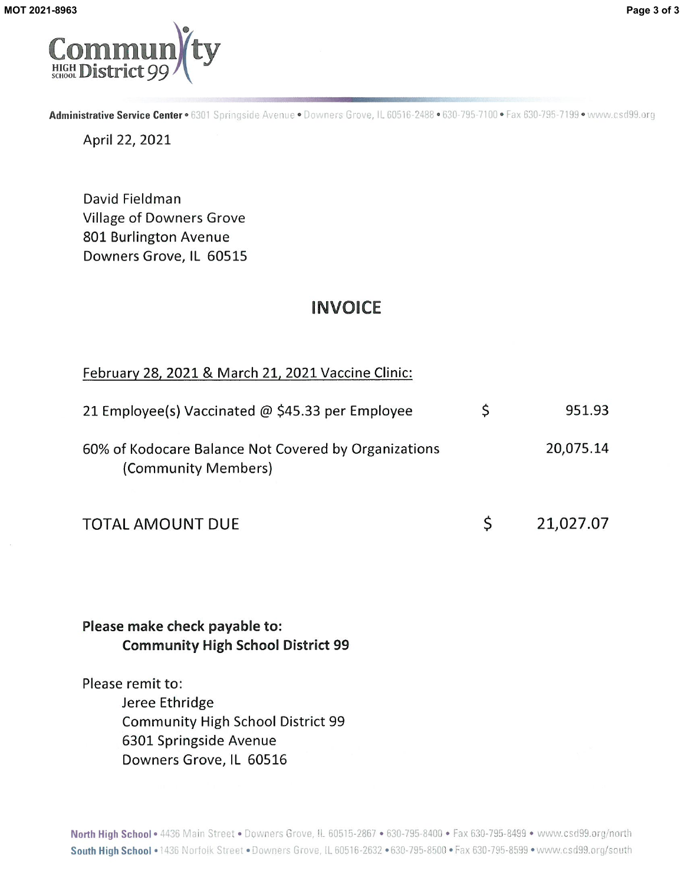Community High School District 99

Administrative Service Center • 6301 Springside Avenue • Downers Grove, IL 60516-2488 • 630-795-7100 • Fax 630-795-7199 • www.csd99.org

April 22, 2021

David Fieldman
Village of Downers Grove
801 Burlington Avenue
Downers Grove, IL 60515

## INVOICE

February 28, 2021 & March 21, 2021 Vaccine Clinic:

| | | |
|---|---|---|
| 21 Employee(s) Vaccinated @ $45.33 per Employee | $ | 951.93 |
| 60% of Kodocare Balance Not Covered by Organizations (Community Members) | | 20,075.14 |
| TOTAL AMOUNT DUE | $ | 21,027.07 |

**Please make check payable to:**
**Community High School District 99**

Please remit to:
Jeree Ethridge
Community High School District 99
6301 Springside Avenue
Downers Grove, IL 60516

**North High School** • 4436 Main Street • Downers Grove, IL 60515-2867 • 630-795-8400 • Fax 630-795-8499 • www.csd99.org/north
**South High School** • 1436 Norfolk Street • Downers Grove, IL 60516-2632 • 630-795-8500 • Fax 630-795-8599 • www.csd99.org/south